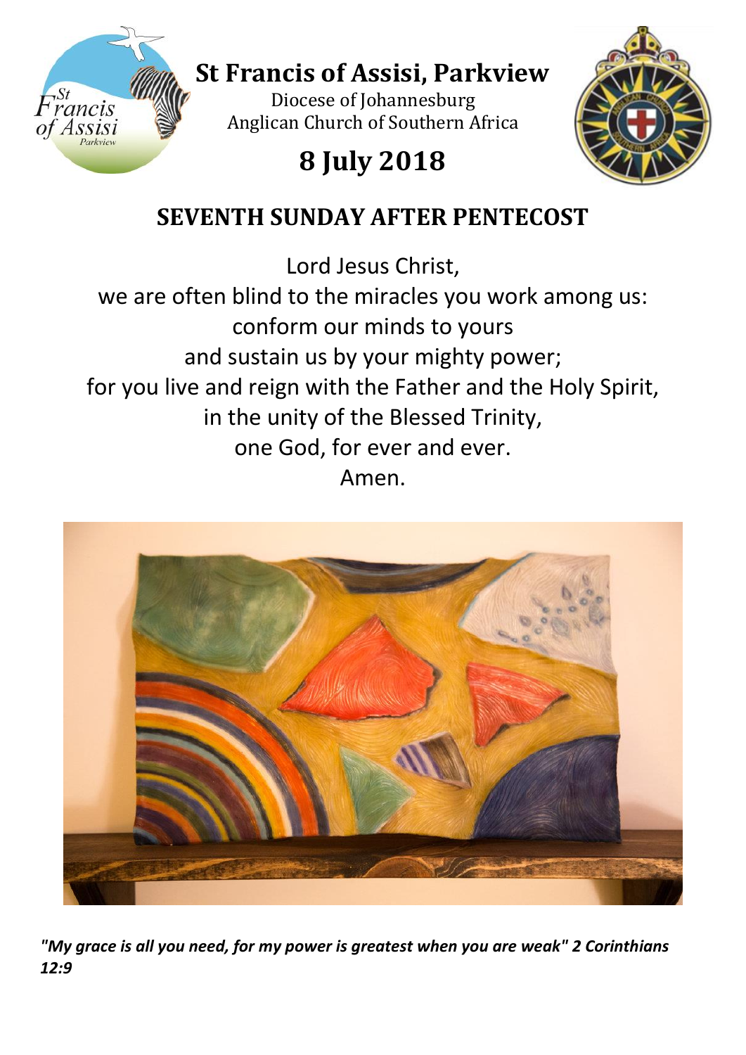# St Francis of Assisi, Parkview

Diocese of Johannesburg
Anglican Church of Southern Africa

# 8 July 2018

## SEVENTH SUNDAY AFTER PENTECOST

Lord Jesus Christ,
we are often blind to the miracles you work among us:
conform our minds to yours
and sustain us by your mighty power;
for you live and reign with the Father and the Holy Spirit,
in the unity of the Blessed Trinity,
one God, for ever and ever.
Amen.

***"My grace is all you need, for my power is greatest when you are weak" 2 Corinthians 12:9***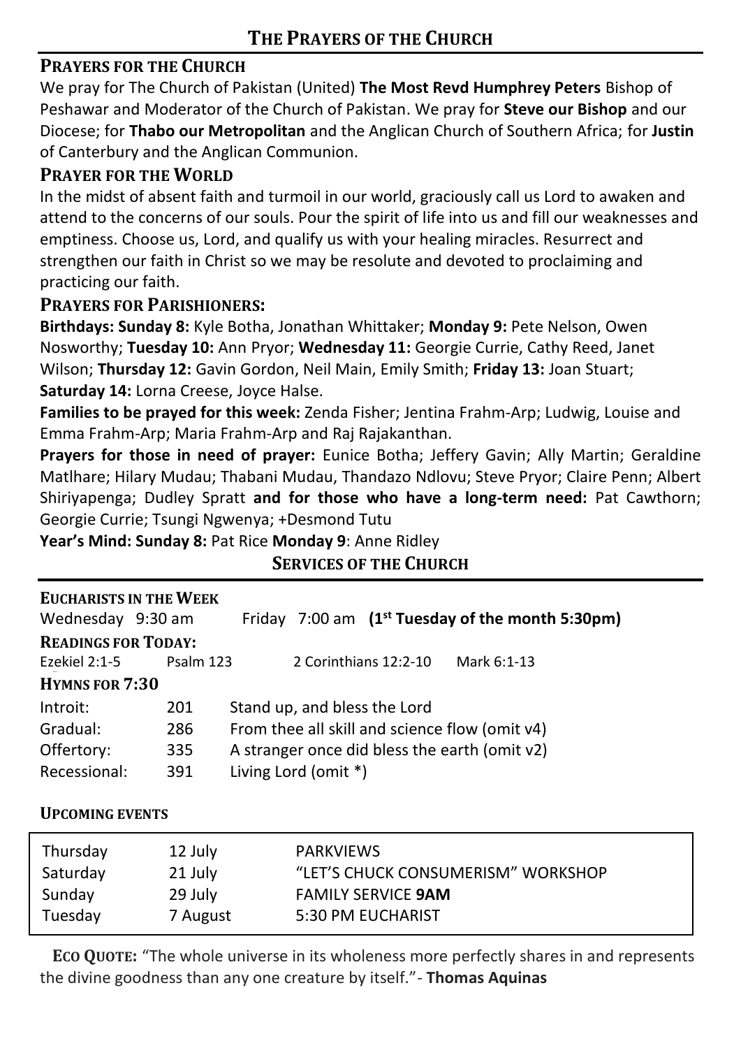# The Prayers of the Church

## Prayers for the Church

We pray for The Church of Pakistan (United) **The Most Revd Humphrey Peters** Bishop of Peshawar and Moderator of the Church of Pakistan. We pray for **Steve our Bishop** and our Diocese; for **Thabo our Metropolitan** and the Anglican Church of Southern Africa; for **Justin** of Canterbury and the Anglican Communion.

## Prayer for the World

In the midst of absent faith and turmoil in our world, graciously call us Lord to awaken and attend to the concerns of our souls. Pour the spirit of life into us and fill our weaknesses and emptiness. Choose us, Lord, and qualify us with your healing miracles. Resurrect and strengthen our faith in Christ so we may be resolute and devoted to proclaiming and practicing our faith.

## Prayers for Parishioners:

**Birthdays: Sunday 8:** Kyle Botha, Jonathan Whittaker; **Monday 9:** Pete Nelson, Owen Nosworthy; **Tuesday 10:** Ann Pryor; **Wednesday 11:** Georgie Currie, Cathy Reed, Janet Wilson; **Thursday 12:** Gavin Gordon, Neil Main, Emily Smith; **Friday 13:** Joan Stuart; **Saturday 14:** Lorna Creese, Joyce Halse.

**Families to be prayed for this week:** Zenda Fisher; Jentina Frahm-Arp; Ludwig, Louise and Emma Frahm-Arp; Maria Frahm-Arp and Raj Rajakanthan.

**Prayers for those in need of prayer:** Eunice Botha; Jeffery Gavin; Ally Martin; Geraldine Matlhare; Hilary Mudau; Thabani Mudau, Thandazo Ndlovu; Steve Pryor; Claire Penn; Albert Shiriyapenga; Dudley Spratt **and for those who have a long-term need:** Pat Cawthorn; Georgie Currie; Tsungi Ngwenya; +Desmond Tutu

**Year's Mind: Sunday 8:** Pat Rice **Monday 9**: Anne Ridley

# Services of the Church

### Eucharists in the Week

Wednesday 9:30 am Friday 7:00 am **(1st Tuesday of the month 5:30pm)**

### Readings for Today:

Ezekiel 2:1-5 Psalm 123 2 Corinthians 12:2-10 Mark 6:1-13

### Hymns for 7:30

| | | |
|---|---|---|
| Introit: | 201 | Stand up, and bless the Lord |
| Gradual: | 286 | From thee all skill and science flow (omit v4) |
| Offertory: | 335 | A stranger once did bless the earth (omit v2) |
| Recessional: | 391 | Living Lord (omit *) |

### Upcoming Events

| | | |
|---|---|---|
| Thursday | 12 July | PARKVIEWS |
| Saturday | 21 July | "LET'S CHUCK CONSUMERISM" WORKSHOP |
| Sunday | 29 July | FAMILY SERVICE **9AM** |
| Tuesday | 7 August | 5:30 PM EUCHARIST |

**Eco Quote:** "The whole universe in its wholeness more perfectly shares in and represents the divine goodness than any one creature by itself."- **Thomas Aquinas**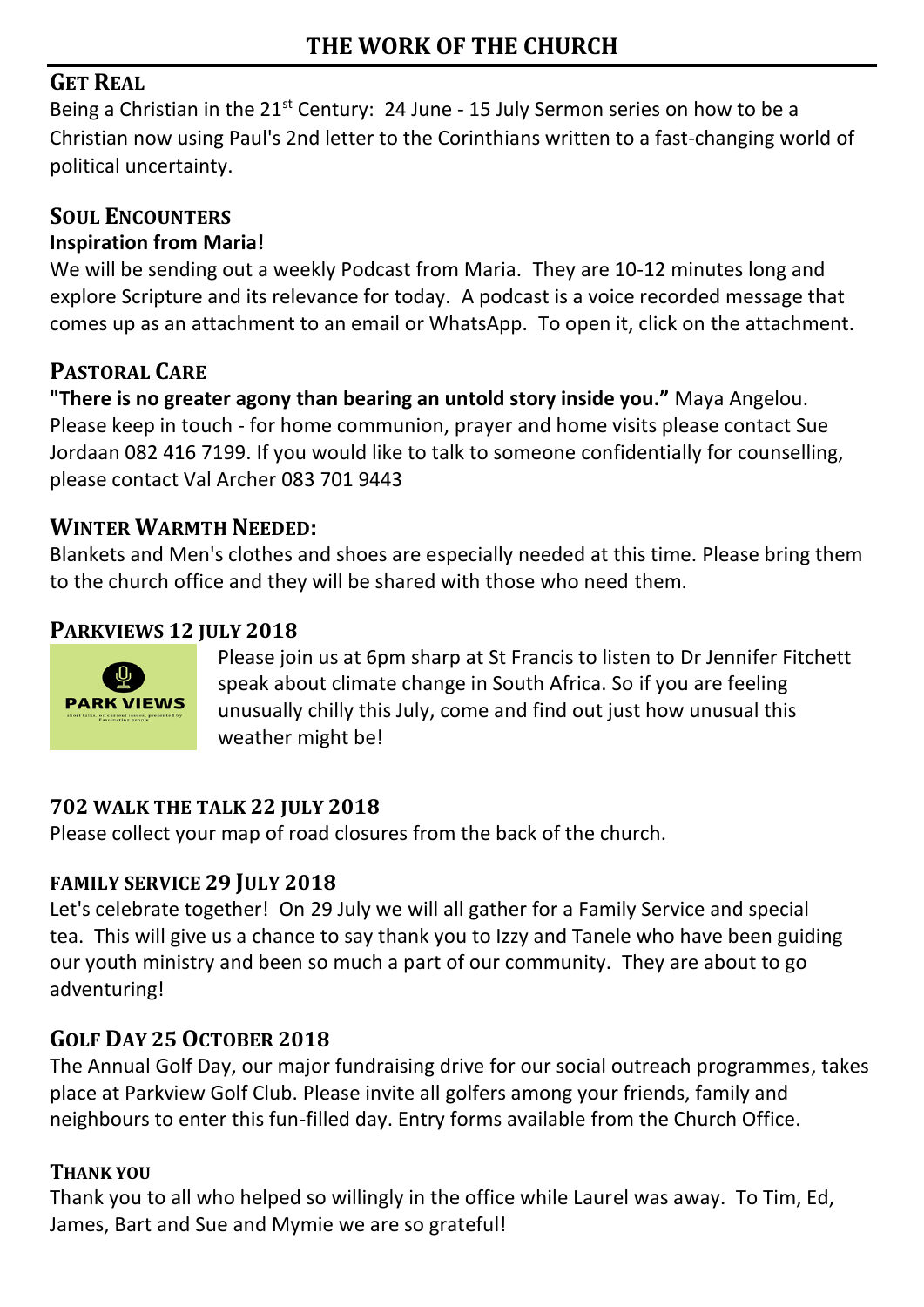# THE WORK OF THE CHURCH

## GET REAL

Being a Christian in the 21st Century: 24 June - 15 July Sermon series on how to be a Christian now using Paul's 2nd letter to the Corinthians written to a fast-changing world of political uncertainty.

## SOUL ENCOUNTERS

**Inspiration from Maria!**

We will be sending out a weekly Podcast from Maria. They are 10-12 minutes long and explore Scripture and its relevance for today. A podcast is a voice recorded message that comes up as an attachment to an email or WhatsApp. To open it, click on the attachment.

## PASTORAL CARE

**"There is no greater agony than bearing an untold story inside you."** Maya Angelou. Please keep in touch - for home communion, prayer and home visits please contact Sue Jordaan 082 416 7199. If you would like to talk to someone confidentially for counselling, please contact Val Archer 083 701 9443

## WINTER WARMTH NEEDED:

Blankets and Men's clothes and shoes are especially needed at this time. Please bring them to the church office and they will be shared with those who need them.

## PARKVIEWS 12 JULY 2018

Please join us at 6pm sharp at St Francis to listen to Dr Jennifer Fitchett speak about climate change in South Africa. So if you are feeling unusually chilly this July, come and find out just how unusual this weather might be!

## 702 WALK THE TALK 22 JULY 2018

Please collect your map of road closures from the back of the church.

## FAMILY SERVICE 29 JULY 2018

Let's celebrate together! On 29 July we will all gather for a Family Service and special tea. This will give us a chance to say thank you to Izzy and Tanele who have been guiding our youth ministry and been so much a part of our community. They are about to go adventuring!

## GOLF DAY 25 OCTOBER 2018

The Annual Golf Day, our major fundraising drive for our social outreach programmes, takes place at Parkview Golf Club. Please invite all golfers among your friends, family and neighbours to enter this fun-filled day. Entry forms available from the Church Office.

## THANK YOU

Thank you to all who helped so willingly in the office while Laurel was away. To Tim, Ed, James, Bart and Sue and Mymie we are so grateful!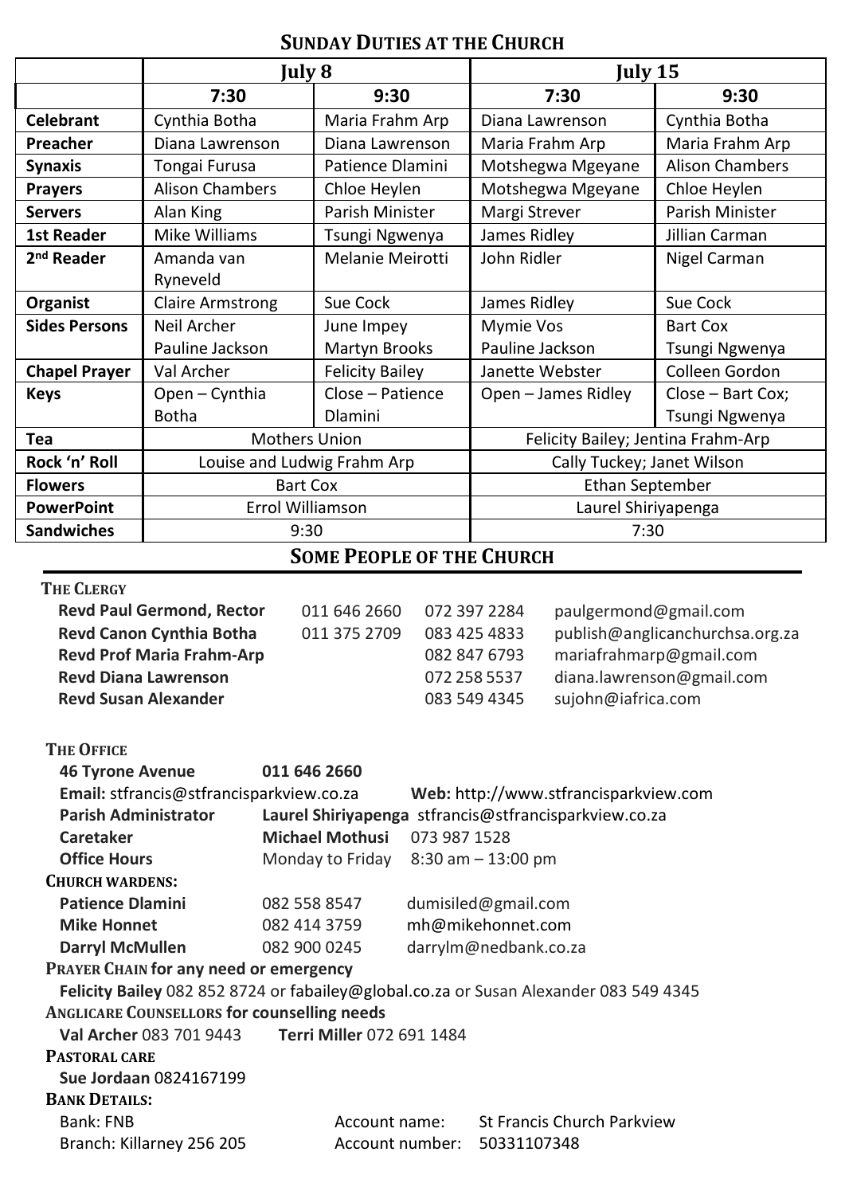## SUNDAY DUTIES AT THE CHURCH

| | July 8 | | July 15 | |
|---|---|---|---|---|
| | 7:30 | 9:30 | 7:30 | 9:30 |
| **Celebrant** | Cynthia Botha | Maria Frahm Arp | Diana Lawrenson | Cynthia Botha |
| **Preacher** | Diana Lawrenson | Diana Lawrenson | Maria Frahm Arp | Maria Frahm Arp |
| **Synaxis** | Tongai Furusa | Patience Dlamini | Motshegwa Mgeyane | Alison Chambers |
| **Prayers** | Alison Chambers | Chloe Heylen | Motshegwa Mgeyane | Chloe Heylen |
| **Servers** | Alan King | Parish Minister | Margi Strever | Parish Minister |
| **1st Reader** | Mike Williams | Tsungi Ngwenya | James Ridley | Jillian Carman |
| **2nd Reader** | Amanda van Ryneveld | Melanie Meirotti | John Ridler | Nigel Carman |
| **Organist** | Claire Armstrong | Sue Cock | James Ridley | Sue Cock |
| **Sides Persons** | Neil Archer Pauline Jackson | June Impey Martyn Brooks | Mymie Vos Pauline Jackson | Bart Cox Tsungi Ngwenya |
| **Chapel Prayer** | Val Archer | Felicity Bailey | Janette Webster | Colleen Gordon |
| **Keys** | Open – Cynthia Botha | Close – Patience Dlamini | Open – James Ridley | Close – Bart Cox; Tsungi Ngwenya |
| **Tea** | Mothers Union | | Felicity Bailey; Jentina Frahm-Arp | |
| **Rock 'n' Roll** | Louise and Ludwig Frahm Arp | | Cally Tuckey; Janet Wilson | |
| **Flowers** | Bart Cox | | Ethan September | |
| **PowerPoint** | Errol Williamson | | Laurel Shiriyapenga | |
| **Sandwiches** | 9:30 | | 7:30 | |

## SOME PEOPLE OF THE CHURCH

**THE CLERGY**

| | | | |
|---|---|---|---|
| **Revd Paul Germond, Rector** | 011 646 2660 | 072 397 2284 | paulgermond@gmail.com |
| **Revd Canon Cynthia Botha** | 011 375 2709 | 083 425 4833 | publish@anglicanchurchsa.org.za |
| **Revd Prof Maria Frahm-Arp** | | 082 847 6793 | mariafrahmarp@gmail.com |
| **Revd Diana Lawrenson** | | 072 258 5537 | diana.lawrenson@gmail.com |
| **Revd Susan Alexander** | | 083 549 4345 | sujohn@iafrica.com |

**THE OFFICE**

**46 Tyrone Avenue** **011 646 2660**

**Email:** stfrancis@stfrancisparkview.co.za **Web:** http://www.stfrancisparkview.com

**Parish Administrator** **Laurel Shiriyapenga** stfrancis@stfrancisparkview.co.za

**Caretaker** **Michael Mothusi** 073 987 1528

**Office Hours** Monday to Friday 8:30 am – 13:00 pm

**CHURCH WARDENS:**

**Patience Dlamini** 082 558 8547 dumisiled@gmail.com

**Mike Honnet** 082 414 3759 mh@mikehonnet.com

**Darryl McMullen** 082 900 0245 darrylm@nedbank.co.za

**PRAYER CHAIN for any need or emergency**

**Felicity Bailey** 082 852 8724 or fabailey@global.co.za or Susan Alexander 083 549 4345

**ANGLICARE COUNSELLORS for counselling needs**

**Val Archer** 083 701 9443 **Terri Miller** 072 691 1484

**PASTORAL CARE**

**Sue Jordaan** 0824167199

**BANK DETAILS:**

Bank: FNB Account name: St Francis Church Parkview

Branch: Killarney 256 205 Account number: 50331107348